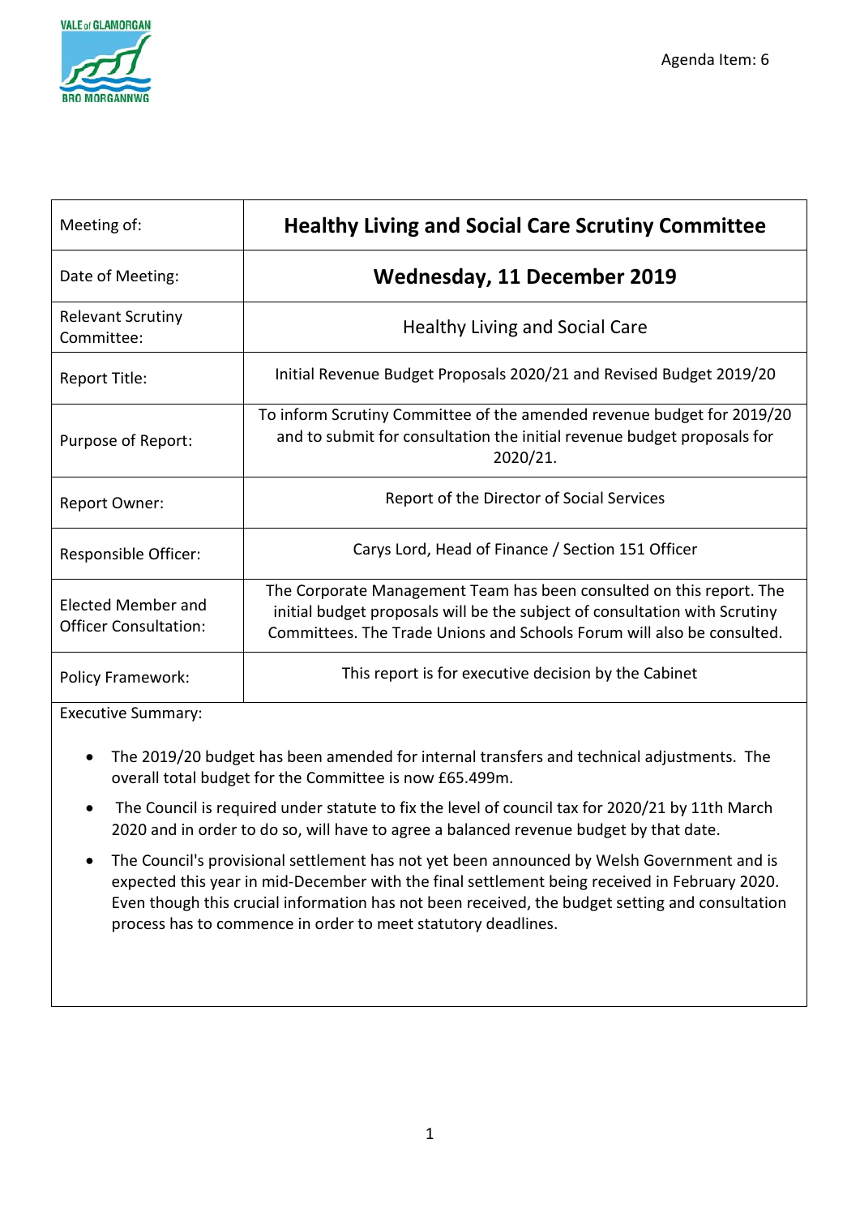Agenda Item: 6

| Meeting of: | **Healthy Living and Social Care Scrutiny Committee** |
|---|---|
| Date of Meeting: | **Wednesday, 11 December 2019** |
| Relevant Scrutiny Committee: | Healthy Living and Social Care |
| Report Title: | Initial Revenue Budget Proposals 2020/21 and Revised Budget 2019/20 |
| Purpose of Report: | To inform Scrutiny Committee of the amended revenue budget for 2019/20 and to submit for consultation the initial revenue budget proposals for 2020/21. |
| Report Owner: | Report of the Director of Social Services |
| Responsible Officer: | Carys Lord, Head of Finance / Section 151 Officer |
| Elected Member and Officer Consultation: | The Corporate Management Team has been consulted on this report. The initial budget proposals will be the subject of consultation with Scrutiny Committees. The Trade Unions and Schools Forum will also be consulted. |
| Policy Framework: | This report is for executive decision by the Cabinet |

Executive Summary:

- The 2019/20 budget has been amended for internal transfers and technical adjustments. The overall total budget for the Committee is now £65.499m.
- The Council is required under statute to fix the level of council tax for 2020/21 by 11th March 2020 and in order to do so, will have to agree a balanced revenue budget by that date.
- The Council's provisional settlement has not yet been announced by Welsh Government and is expected this year in mid-December with the final settlement being received in February 2020. Even though this crucial information has not been received, the budget setting and consultation process has to commence in order to meet statutory deadlines.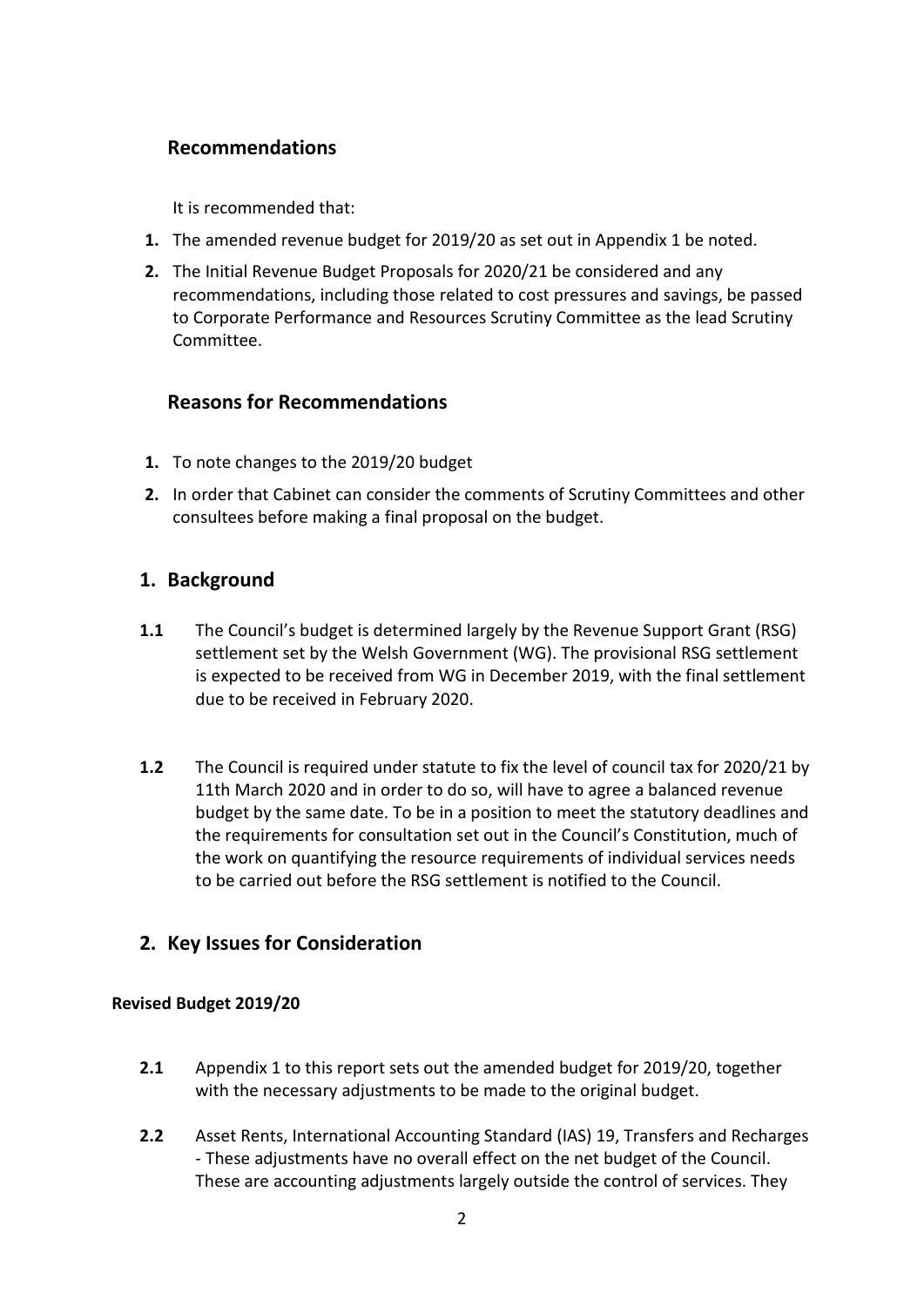## Recommendations

It is recommended that:

1. The amended revenue budget for 2019/20 as set out in Appendix 1 be noted.
2. The Initial Revenue Budget Proposals for 2020/21 be considered and any recommendations, including those related to cost pressures and savings, be passed to Corporate Performance and Resources Scrutiny Committee as the lead Scrutiny Committee.

## Reasons for Recommendations

1. To note changes to the 2019/20 budget
2. In order that Cabinet can consider the comments of Scrutiny Committees and other consultees before making a final proposal on the budget.

## 1. Background

**1.1** The Council's budget is determined largely by the Revenue Support Grant (RSG) settlement set by the Welsh Government (WG). The provisional RSG settlement is expected to be received from WG in December 2019, with the final settlement due to be received in February 2020.

**1.2** The Council is required under statute to fix the level of council tax for 2020/21 by 11th March 2020 and in order to do so, will have to agree a balanced revenue budget by the same date. To be in a position to meet the statutory deadlines and the requirements for consultation set out in the Council's Constitution, much of the work on quantifying the resource requirements of individual services needs to be carried out before the RSG settlement is notified to the Council.

## 2. Key Issues for Consideration

### Revised Budget 2019/20

**2.1** Appendix 1 to this report sets out the amended budget for 2019/20, together with the necessary adjustments to be made to the original budget.

**2.2** Asset Rents, International Accounting Standard (IAS) 19, Transfers and Recharges - These adjustments have no overall effect on the net budget of the Council. These are accounting adjustments largely outside the control of services. They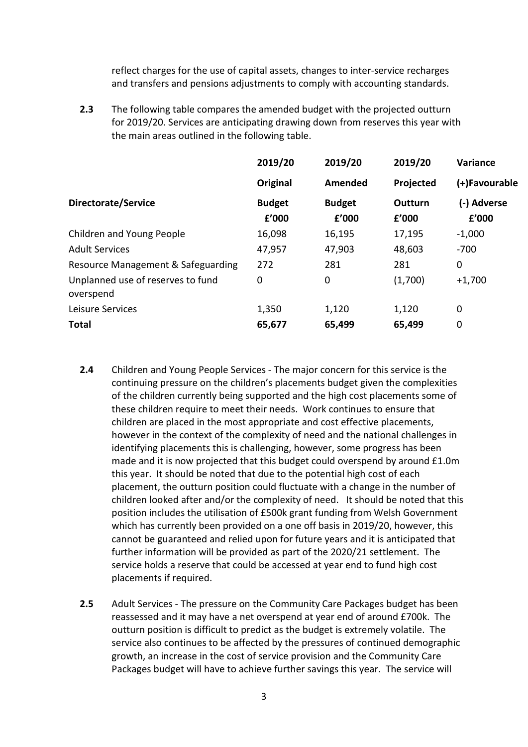reflect charges for the use of capital assets, changes to inter-service recharges and transfers and pensions adjustments to comply with accounting standards.

**2.3** The following table compares the amended budget with the projected outturn for 2019/20. Services are anticipating drawing down from reserves this year with the main areas outlined in the following table.

| Directorate/Service | 2019/20 Original Budget £'000 | 2019/20 Amended Budget £'000 | 2019/20 Projected Outturn £'000 | Variance (+)Favourable (-) Adverse £'000 |
|---|---|---|---|---|
| Children and Young People | 16,098 | 16,195 | 17,195 | -1,000 |
| Adult Services | 47,957 | 47,903 | 48,603 | -700 |
| Resource Management & Safeguarding | 272 | 281 | 281 | 0 |
| Unplanned use of reserves to fund overspend | 0 | 0 | (1,700) | +1,700 |
| Leisure Services | 1,350 | 1,120 | 1,120 | 0 |
| **Total** | **65,677** | **65,499** | **65,499** | 0 |

**2.4** Children and Young People Services - The major concern for this service is the continuing pressure on the children's placements budget given the complexities of the children currently being supported and the high cost placements some of these children require to meet their needs. Work continues to ensure that children are placed in the most appropriate and cost effective placements, however in the context of the complexity of need and the national challenges in identifying placements this is challenging, however, some progress has been made and it is now projected that this budget could overspend by around £1.0m this year. It should be noted that due to the potential high cost of each placement, the outturn position could fluctuate with a change in the number of children looked after and/or the complexity of need. It should be noted that this position includes the utilisation of £500k grant funding from Welsh Government which has currently been provided on a one off basis in 2019/20, however, this cannot be guaranteed and relied upon for future years and it is anticipated that further information will be provided as part of the 2020/21 settlement. The service holds a reserve that could be accessed at year end to fund high cost placements if required.

**2.5** Adult Services - The pressure on the Community Care Packages budget has been reassessed and it may have a net overspend at year end of around £700k. The outturn position is difficult to predict as the budget is extremely volatile. The service also continues to be affected by the pressures of continued demographic growth, an increase in the cost of service provision and the Community Care Packages budget will have to achieve further savings this year. The service will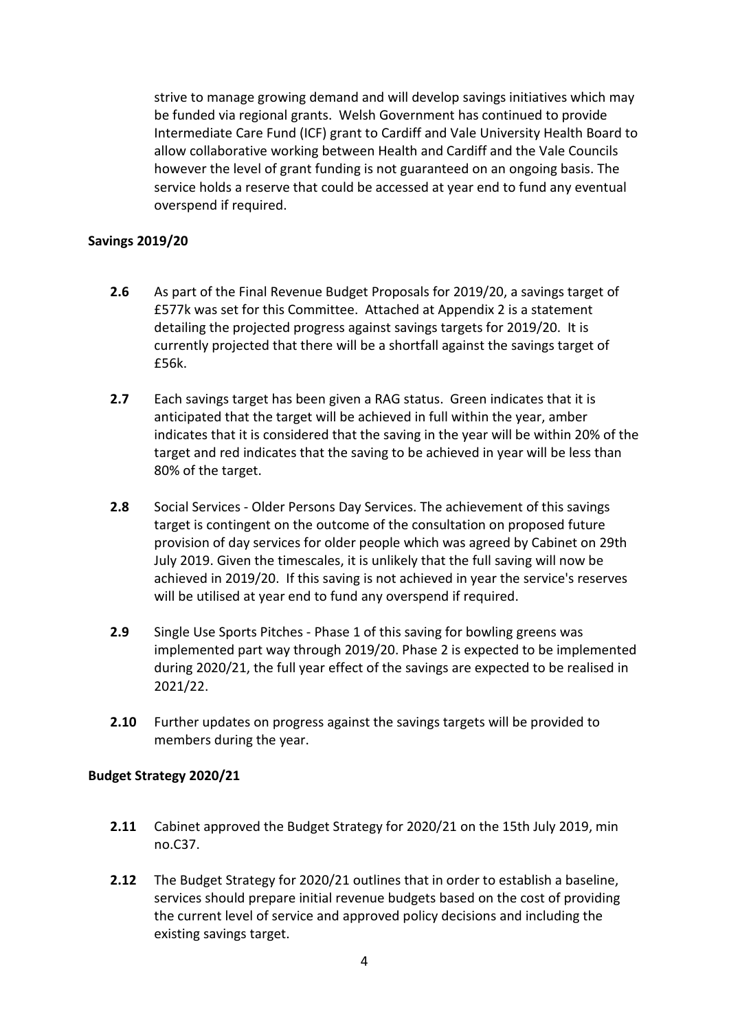strive to manage growing demand and will develop savings initiatives which may be funded via regional grants. Welsh Government has continued to provide Intermediate Care Fund (ICF) grant to Cardiff and Vale University Health Board to allow collaborative working between Health and Cardiff and the Vale Councils however the level of grant funding is not guaranteed on an ongoing basis. The service holds a reserve that could be accessed at year end to fund any eventual overspend if required.

**Savings 2019/20**

**2.6** As part of the Final Revenue Budget Proposals for 2019/20, a savings target of £577k was set for this Committee. Attached at Appendix 2 is a statement detailing the projected progress against savings targets for 2019/20. It is currently projected that there will be a shortfall against the savings target of £56k.

**2.7** Each savings target has been given a RAG status. Green indicates that it is anticipated that the target will be achieved in full within the year, amber indicates that it is considered that the saving in the year will be within 20% of the target and red indicates that the saving to be achieved in year will be less than 80% of the target.

**2.8** Social Services - Older Persons Day Services. The achievement of this savings target is contingent on the outcome of the consultation on proposed future provision of day services for older people which was agreed by Cabinet on 29th July 2019. Given the timescales, it is unlikely that the full saving will now be achieved in 2019/20. If this saving is not achieved in year the service's reserves will be utilised at year end to fund any overspend if required.

**2.9** Single Use Sports Pitches - Phase 1 of this saving for bowling greens was implemented part way through 2019/20. Phase 2 is expected to be implemented during 2020/21, the full year effect of the savings are expected to be realised in 2021/22.

**2.10** Further updates on progress against the savings targets will be provided to members during the year.

**Budget Strategy 2020/21**

**2.11** Cabinet approved the Budget Strategy for 2020/21 on the 15th July 2019, min no.C37.

**2.12** The Budget Strategy for 2020/21 outlines that in order to establish a baseline, services should prepare initial revenue budgets based on the cost of providing the current level of service and approved policy decisions and including the existing savings target.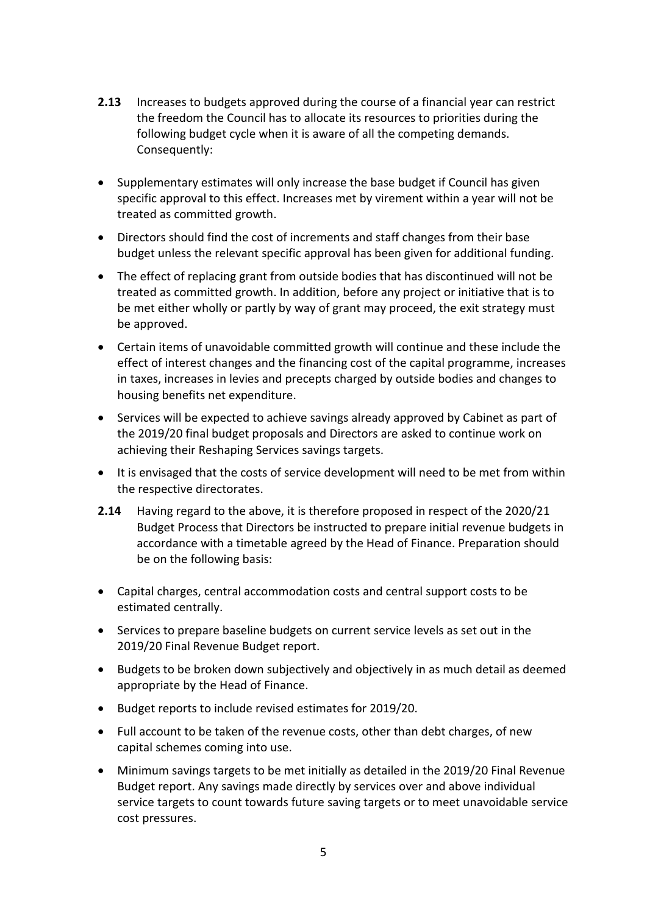**2.13** Increases to budgets approved during the course of a financial year can restrict the freedom the Council has to allocate its resources to priorities during the following budget cycle when it is aware of all the competing demands. Consequently:

- Supplementary estimates will only increase the base budget if Council has given specific approval to this effect. Increases met by virement within a year will not be treated as committed growth.
- Directors should find the cost of increments and staff changes from their base budget unless the relevant specific approval has been given for additional funding.
- The effect of replacing grant from outside bodies that has discontinued will not be treated as committed growth. In addition, before any project or initiative that is to be met either wholly or partly by way of grant may proceed, the exit strategy must be approved.
- Certain items of unavoidable committed growth will continue and these include the effect of interest changes and the financing cost of the capital programme, increases in taxes, increases in levies and precepts charged by outside bodies and changes to housing benefits net expenditure.
- Services will be expected to achieve savings already approved by Cabinet as part of the 2019/20 final budget proposals and Directors are asked to continue work on achieving their Reshaping Services savings targets.
- It is envisaged that the costs of service development will need to be met from within the respective directorates.

**2.14** Having regard to the above, it is therefore proposed in respect of the 2020/21 Budget Process that Directors be instructed to prepare initial revenue budgets in accordance with a timetable agreed by the Head of Finance. Preparation should be on the following basis:

- Capital charges, central accommodation costs and central support costs to be estimated centrally.
- Services to prepare baseline budgets on current service levels as set out in the 2019/20 Final Revenue Budget report.
- Budgets to be broken down subjectively and objectively in as much detail as deemed appropriate by the Head of Finance.
- Budget reports to include revised estimates for 2019/20.
- Full account to be taken of the revenue costs, other than debt charges, of new capital schemes coming into use.
- Minimum savings targets to be met initially as detailed in the 2019/20 Final Revenue Budget report. Any savings made directly by services over and above individual service targets to count towards future saving targets or to meet unavoidable service cost pressures.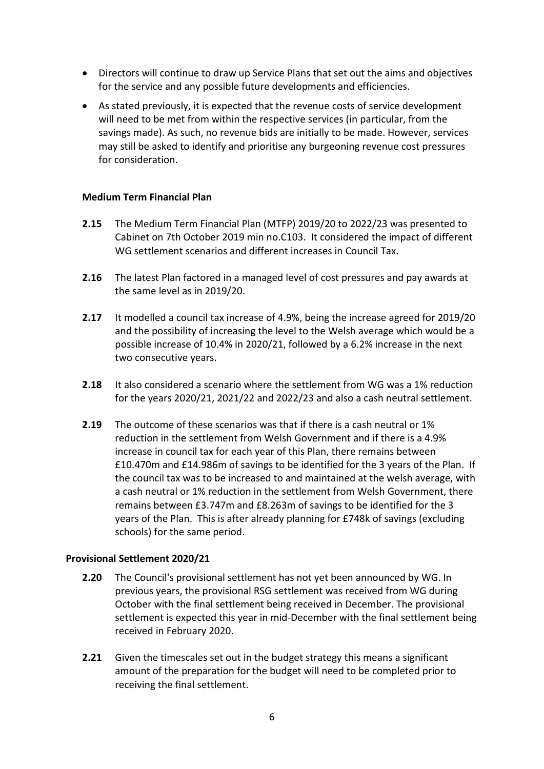- Directors will continue to draw up Service Plans that set out the aims and objectives for the service and any possible future developments and efficiencies.
- As stated previously, it is expected that the revenue costs of service development will need to be met from within the respective services (in particular, from the savings made). As such, no revenue bids are initially to be made. However, services may still be asked to identify and prioritise any burgeoning revenue cost pressures for consideration.

**Medium Term Financial Plan**

**2.15** The Medium Term Financial Plan (MTFP) 2019/20 to 2022/23 was presented to Cabinet on 7th October 2019 min no.C103. It considered the impact of different WG settlement scenarios and different increases in Council Tax.

**2.16** The latest Plan factored in a managed level of cost pressures and pay awards at the same level as in 2019/20.

**2.17** It modelled a council tax increase of 4.9%, being the increase agreed for 2019/20 and the possibility of increasing the level to the Welsh average which would be a possible increase of 10.4% in 2020/21, followed by a 6.2% increase in the next two consecutive years.

**2.18** It also considered a scenario where the settlement from WG was a 1% reduction for the years 2020/21, 2021/22 and 2022/23 and also a cash neutral settlement.

**2.19** The outcome of these scenarios was that if there is a cash neutral or 1% reduction in the settlement from Welsh Government and if there is a 4.9% increase in council tax for each year of this Plan, there remains between £10.470m and £14.986m of savings to be identified for the 3 years of the Plan. If the council tax was to be increased to and maintained at the welsh average, with a cash neutral or 1% reduction in the settlement from Welsh Government, there remains between £3.747m and £8.263m of savings to be identified for the 3 years of the Plan. This is after already planning for £748k of savings (excluding schools) for the same period.

**Provisional Settlement 2020/21**

**2.20** The Council's provisional settlement has not yet been announced by WG. In previous years, the provisional RSG settlement was received from WG during October with the final settlement being received in December. The provisional settlement is expected this year in mid-December with the final settlement being received in February 2020.

**2.21** Given the timescales set out in the budget strategy this means a significant amount of the preparation for the budget will need to be completed prior to receiving the final settlement.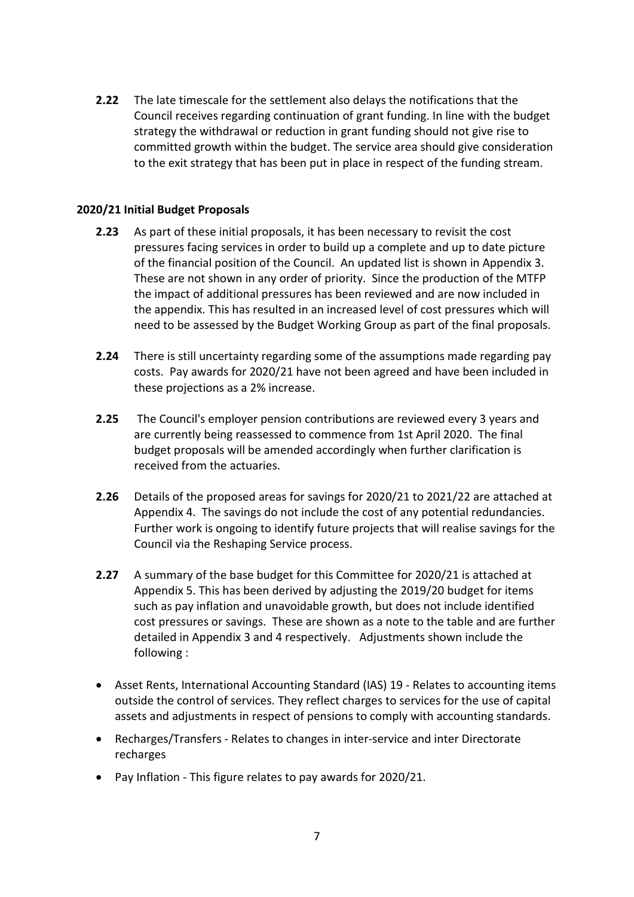**2.22** The late timescale for the settlement also delays the notifications that the Council receives regarding continuation of grant funding. In line with the budget strategy the withdrawal or reduction in grant funding should not give rise to committed growth within the budget. The service area should give consideration to the exit strategy that has been put in place in respect of the funding stream.

### 2020/21 Initial Budget Proposals

**2.23** As part of these initial proposals, it has been necessary to revisit the cost pressures facing services in order to build up a complete and up to date picture of the financial position of the Council. An updated list is shown in Appendix 3. These are not shown in any order of priority. Since the production of the MTFP the impact of additional pressures has been reviewed and are now included in the appendix. This has resulted in an increased level of cost pressures which will need to be assessed by the Budget Working Group as part of the final proposals.

**2.24** There is still uncertainty regarding some of the assumptions made regarding pay costs. Pay awards for 2020/21 have not been agreed and have been included in these projections as a 2% increase.

**2.25** The Council's employer pension contributions are reviewed every 3 years and are currently being reassessed to commence from 1st April 2020. The final budget proposals will be amended accordingly when further clarification is received from the actuaries.

**2.26** Details of the proposed areas for savings for 2020/21 to 2021/22 are attached at Appendix 4. The savings do not include the cost of any potential redundancies. Further work is ongoing to identify future projects that will realise savings for the Council via the Reshaping Service process.

**2.27** A summary of the base budget for this Committee for 2020/21 is attached at Appendix 5. This has been derived by adjusting the 2019/20 budget for items such as pay inflation and unavoidable growth, but does not include identified cost pressures or savings. These are shown as a note to the table and are further detailed in Appendix 3 and 4 respectively. Adjustments shown include the following :

- Asset Rents, International Accounting Standard (IAS) 19 - Relates to accounting items outside the control of services. They reflect charges to services for the use of capital assets and adjustments in respect of pensions to comply with accounting standards.
- Recharges/Transfers - Relates to changes in inter-service and inter Directorate recharges
- Pay Inflation - This figure relates to pay awards for 2020/21.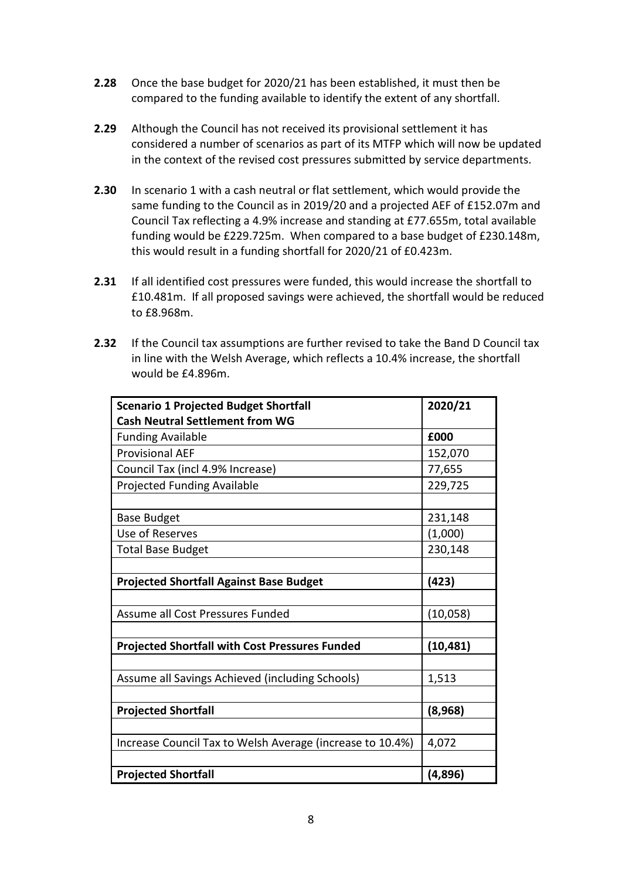**2.28** Once the base budget for 2020/21 has been established, it must then be compared to the funding available to identify the extent of any shortfall.

**2.29** Although the Council has not received its provisional settlement it has considered a number of scenarios as part of its MTFP which will now be updated in the context of the revised cost pressures submitted by service departments.

**2.30** In scenario 1 with a cash neutral or flat settlement, which would provide the same funding to the Council as in 2019/20 and a projected AEF of £152.07m and Council Tax reflecting a 4.9% increase and standing at £77.655m, total available funding would be £229.725m. When compared to a base budget of £230.148m, this would result in a funding shortfall for 2020/21 of £0.423m.

**2.31** If all identified cost pressures were funded, this would increase the shortfall to £10.481m. If all proposed savings were achieved, the shortfall would be reduced to £8.968m.

**2.32** If the Council tax assumptions are further revised to take the Band D Council tax in line with the Welsh Average, which reflects a 10.4% increase, the shortfall would be £4.896m.

| **Scenario 1 Projected Budget Shortfall Cash Neutral Settlement from WG** | **2020/21** |
|---|---|
| Funding Available | **£000** |
| Provisional AEF | 152,070 |
| Council Tax (incl 4.9% Increase) | 77,655 |
| Projected Funding Available | 229,725 |
| | |
| Base Budget | 231,148 |
| Use of Reserves | (1,000) |
| Total Base Budget | 230,148 |
| | |
| **Projected Shortfall Against Base Budget** | **(423)** |
| | |
| Assume all Cost Pressures Funded | (10,058) |
| | |
| **Projected Shortfall with Cost Pressures Funded** | **(10,481)** |
| | |
| Assume all Savings Achieved (including Schools) | 1,513 |
| | |
| **Projected Shortfall** | **(8,968)** |
| | |
| Increase Council Tax to Welsh Average (increase to 10.4%) | 4,072 |
| | |
| **Projected Shortfall** | **(4,896)** |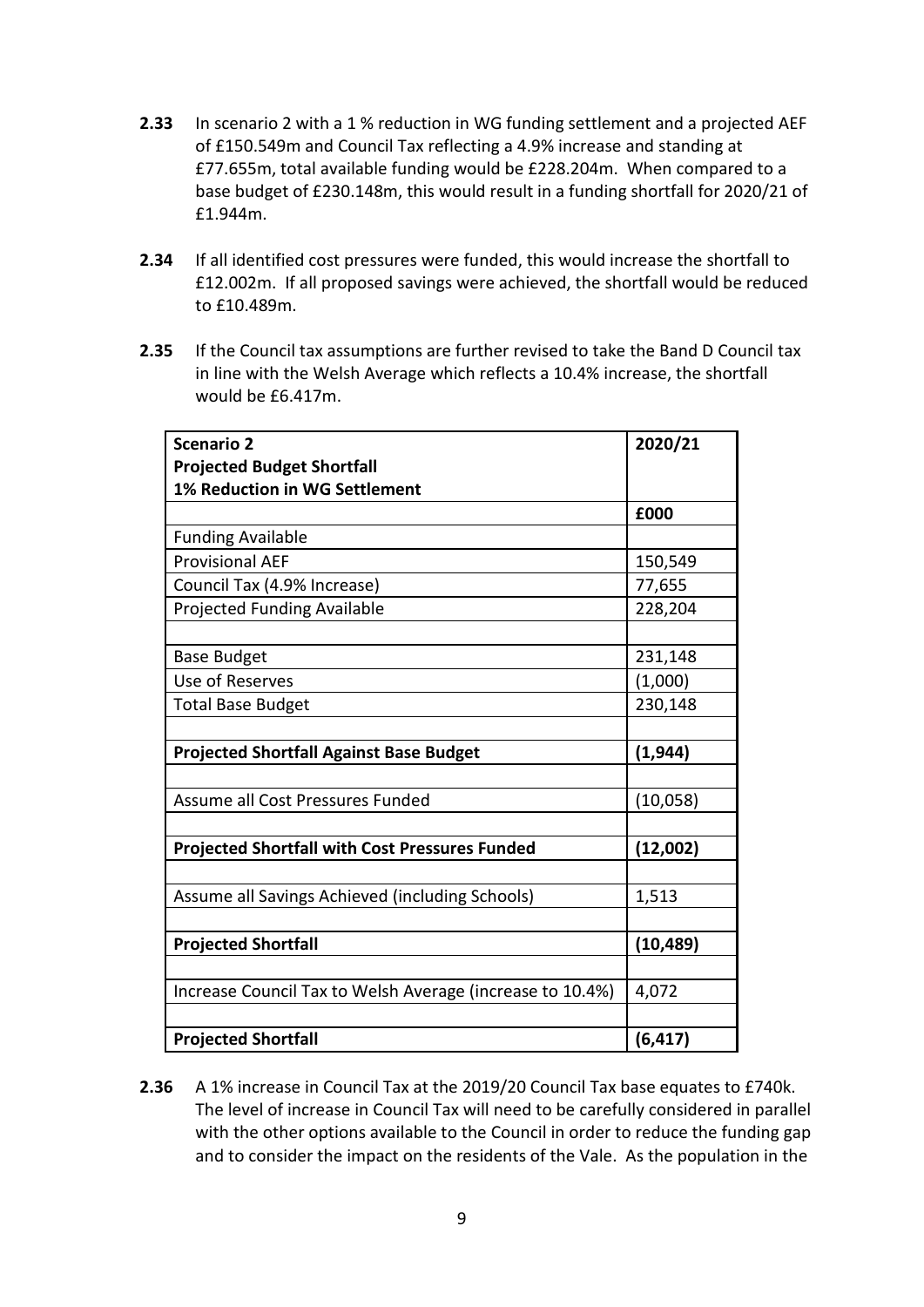**2.33** In scenario 2 with a 1 % reduction in WG funding settlement and a projected AEF of £150.549m and Council Tax reflecting a 4.9% increase and standing at £77.655m, total available funding would be £228.204m. When compared to a base budget of £230.148m, this would result in a funding shortfall for 2020/21 of £1.944m.

**2.34** If all identified cost pressures were funded, this would increase the shortfall to £12.002m. If all proposed savings were achieved, the shortfall would be reduced to £10.489m.

**2.35** If the Council tax assumptions are further revised to take the Band D Council tax in line with the Welsh Average which reflects a 10.4% increase, the shortfall would be £6.417m.

| **Scenario 2**<br>**Projected Budget Shortfall**<br>**1% Reduction in WG Settlement** | **2020/21** |
|---|---|
| | **£000** |
| Funding Available | |
| Provisional AEF | 150,549 |
| Council Tax (4.9% Increase) | 77,655 |
| Projected Funding Available | 228,204 |
| | |
| Base Budget | 231,148 |
| Use of Reserves | (1,000) |
| Total Base Budget | 230,148 |
| | |
| **Projected Shortfall Against Base Budget** | **(1,944)** |
| | |
| Assume all Cost Pressures Funded | (10,058) |
| | |
| **Projected Shortfall with Cost Pressures Funded** | **(12,002)** |
| | |
| Assume all Savings Achieved (including Schools) | 1,513 |
| | |
| **Projected Shortfall** | **(10,489)** |
| | |
| Increase Council Tax to Welsh Average (increase to 10.4%) | 4,072 |
| | |
| **Projected Shortfall** | **(6,417)** |

**2.36** A 1% increase in Council Tax at the 2019/20 Council Tax base equates to £740k. The level of increase in Council Tax will need to be carefully considered in parallel with the other options available to the Council in order to reduce the funding gap and to consider the impact on the residents of the Vale. As the population in the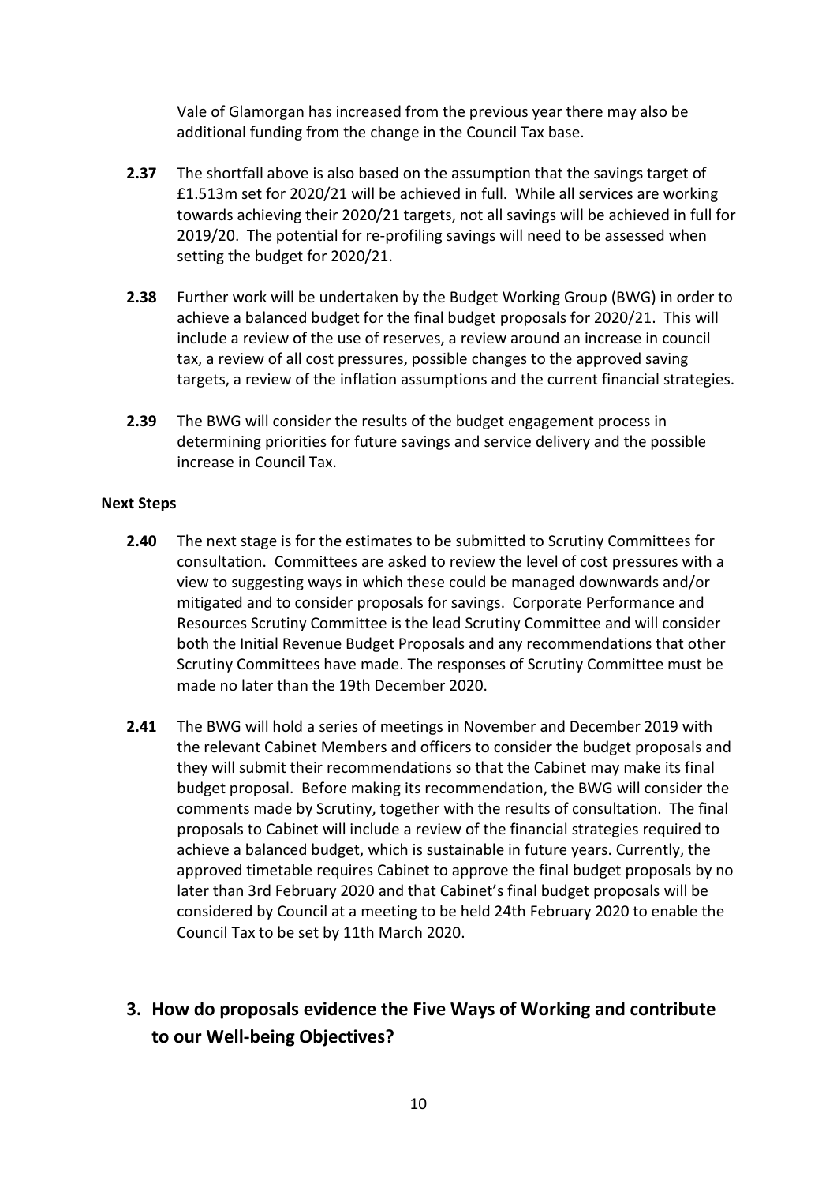Vale of Glamorgan has increased from the previous year there may also be additional funding from the change in the Council Tax base.

**2.37** The shortfall above is also based on the assumption that the savings target of £1.513m set for 2020/21 will be achieved in full. While all services are working towards achieving their 2020/21 targets, not all savings will be achieved in full for 2019/20. The potential for re-profiling savings will need to be assessed when setting the budget for 2020/21.

**2.38** Further work will be undertaken by the Budget Working Group (BWG) in order to achieve a balanced budget for the final budget proposals for 2020/21. This will include a review of the use of reserves, a review around an increase in council tax, a review of all cost pressures, possible changes to the approved saving targets, a review of the inflation assumptions and the current financial strategies.

**2.39** The BWG will consider the results of the budget engagement process in determining priorities for future savings and service delivery and the possible increase in Council Tax.

**Next Steps**

**2.40** The next stage is for the estimates to be submitted to Scrutiny Committees for consultation. Committees are asked to review the level of cost pressures with a view to suggesting ways in which these could be managed downwards and/or mitigated and to consider proposals for savings. Corporate Performance and Resources Scrutiny Committee is the lead Scrutiny Committee and will consider both the Initial Revenue Budget Proposals and any recommendations that other Scrutiny Committees have made. The responses of Scrutiny Committee must be made no later than the 19th December 2020.

**2.41** The BWG will hold a series of meetings in November and December 2019 with the relevant Cabinet Members and officers to consider the budget proposals and they will submit their recommendations so that the Cabinet may make its final budget proposal. Before making its recommendation, the BWG will consider the comments made by Scrutiny, together with the results of consultation. The final proposals to Cabinet will include a review of the financial strategies required to achieve a balanced budget, which is sustainable in future years. Currently, the approved timetable requires Cabinet to approve the final budget proposals by no later than 3rd February 2020 and that Cabinet's final budget proposals will be considered by Council at a meeting to be held 24th February 2020 to enable the Council Tax to be set by 11th March 2020.

## 3. How do proposals evidence the Five Ways of Working and contribute to our Well-being Objectives?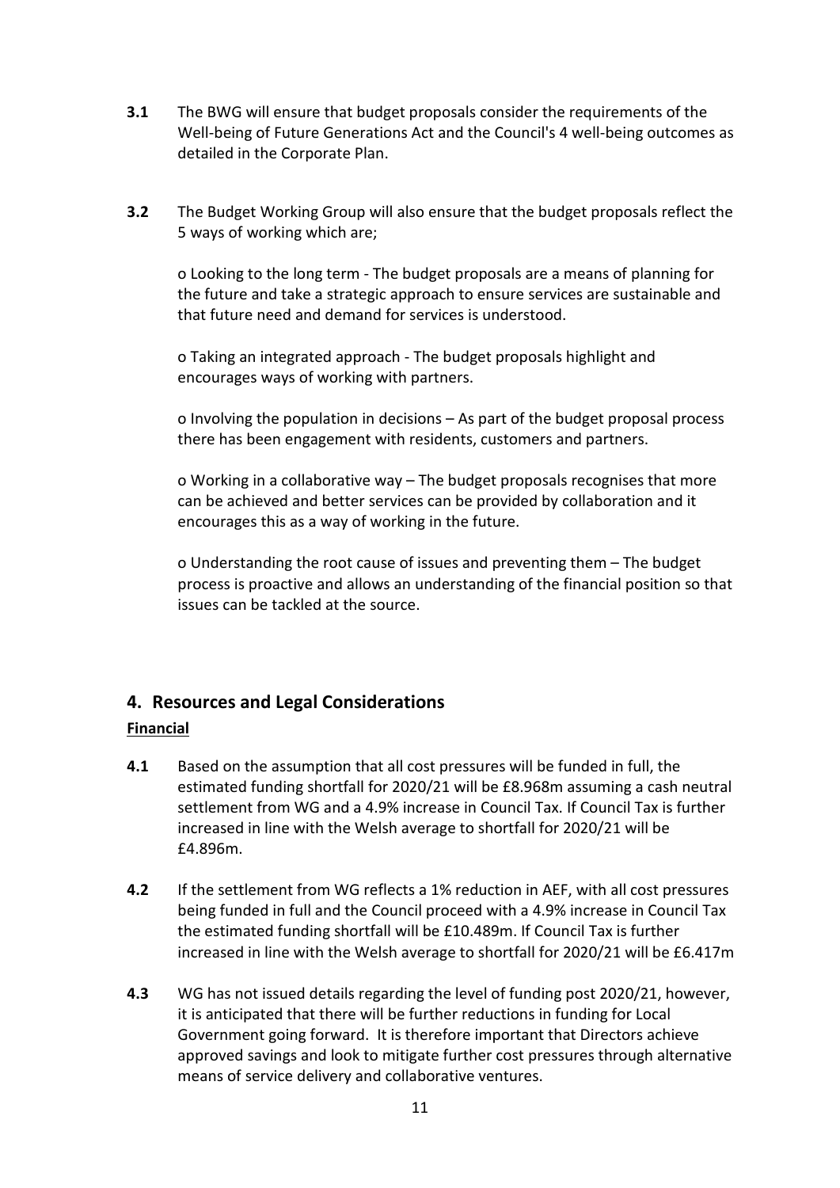**3.1** The BWG will ensure that budget proposals consider the requirements of the Well-being of Future Generations Act and the Council's 4 well-being outcomes as detailed in the Corporate Plan.

**3.2** The Budget Working Group will also ensure that the budget proposals reflect the 5 ways of working which are;

o Looking to the long term - The budget proposals are a means of planning for the future and take a strategic approach to ensure services are sustainable and that future need and demand for services is understood.

o Taking an integrated approach - The budget proposals highlight and encourages ways of working with partners.

o Involving the population in decisions – As part of the budget proposal process there has been engagement with residents, customers and partners.

o Working in a collaborative way – The budget proposals recognises that more can be achieved and better services can be provided by collaboration and it encourages this as a way of working in the future.

o Understanding the root cause of issues and preventing them – The budget process is proactive and allows an understanding of the financial position so that issues can be tackled at the source.

## 4. Resources and Legal Considerations

**Financial**

**4.1** Based on the assumption that all cost pressures will be funded in full, the estimated funding shortfall for 2020/21 will be £8.968m assuming a cash neutral settlement from WG and a 4.9% increase in Council Tax. If Council Tax is further increased in line with the Welsh average to shortfall for 2020/21 will be £4.896m.

**4.2** If the settlement from WG reflects a 1% reduction in AEF, with all cost pressures being funded in full and the Council proceed with a 4.9% increase in Council Tax the estimated funding shortfall will be £10.489m. If Council Tax is further increased in line with the Welsh average to shortfall for 2020/21 will be £6.417m

**4.3** WG has not issued details regarding the level of funding post 2020/21, however, it is anticipated that there will be further reductions in funding for Local Government going forward. It is therefore important that Directors achieve approved savings and look to mitigate further cost pressures through alternative means of service delivery and collaborative ventures.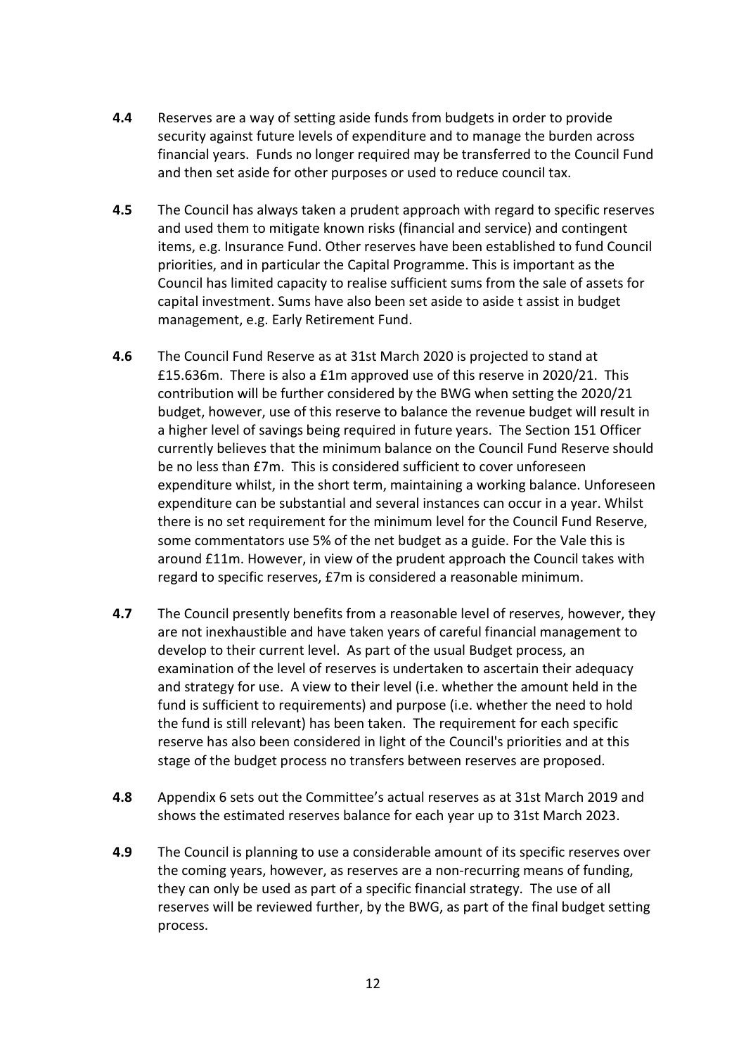**4.4** Reserves are a way of setting aside funds from budgets in order to provide security against future levels of expenditure and to manage the burden across financial years. Funds no longer required may be transferred to the Council Fund and then set aside for other purposes or used to reduce council tax.

**4.5** The Council has always taken a prudent approach with regard to specific reserves and used them to mitigate known risks (financial and service) and contingent items, e.g. Insurance Fund. Other reserves have been established to fund Council priorities, and in particular the Capital Programme. This is important as the Council has limited capacity to realise sufficient sums from the sale of assets for capital investment. Sums have also been set aside to aside t assist in budget management, e.g. Early Retirement Fund.

**4.6** The Council Fund Reserve as at 31st March 2020 is projected to stand at £15.636m. There is also a £1m approved use of this reserve in 2020/21. This contribution will be further considered by the BWG when setting the 2020/21 budget, however, use of this reserve to balance the revenue budget will result in a higher level of savings being required in future years. The Section 151 Officer currently believes that the minimum balance on the Council Fund Reserve should be no less than £7m. This is considered sufficient to cover unforeseen expenditure whilst, in the short term, maintaining a working balance. Unforeseen expenditure can be substantial and several instances can occur in a year. Whilst there is no set requirement for the minimum level for the Council Fund Reserve, some commentators use 5% of the net budget as a guide. For the Vale this is around £11m. However, in view of the prudent approach the Council takes with regard to specific reserves, £7m is considered a reasonable minimum.

**4.7** The Council presently benefits from a reasonable level of reserves, however, they are not inexhaustible and have taken years of careful financial management to develop to their current level. As part of the usual Budget process, an examination of the level of reserves is undertaken to ascertain their adequacy and strategy for use. A view to their level (i.e. whether the amount held in the fund is sufficient to requirements) and purpose (i.e. whether the need to hold the fund is still relevant) has been taken. The requirement for each specific reserve has also been considered in light of the Council's priorities and at this stage of the budget process no transfers between reserves are proposed.

**4.8** Appendix 6 sets out the Committee's actual reserves as at 31st March 2019 and shows the estimated reserves balance for each year up to 31st March 2023.

**4.9** The Council is planning to use a considerable amount of its specific reserves over the coming years, however, as reserves are a non-recurring means of funding, they can only be used as part of a specific financial strategy. The use of all reserves will be reviewed further, by the BWG, as part of the final budget setting process.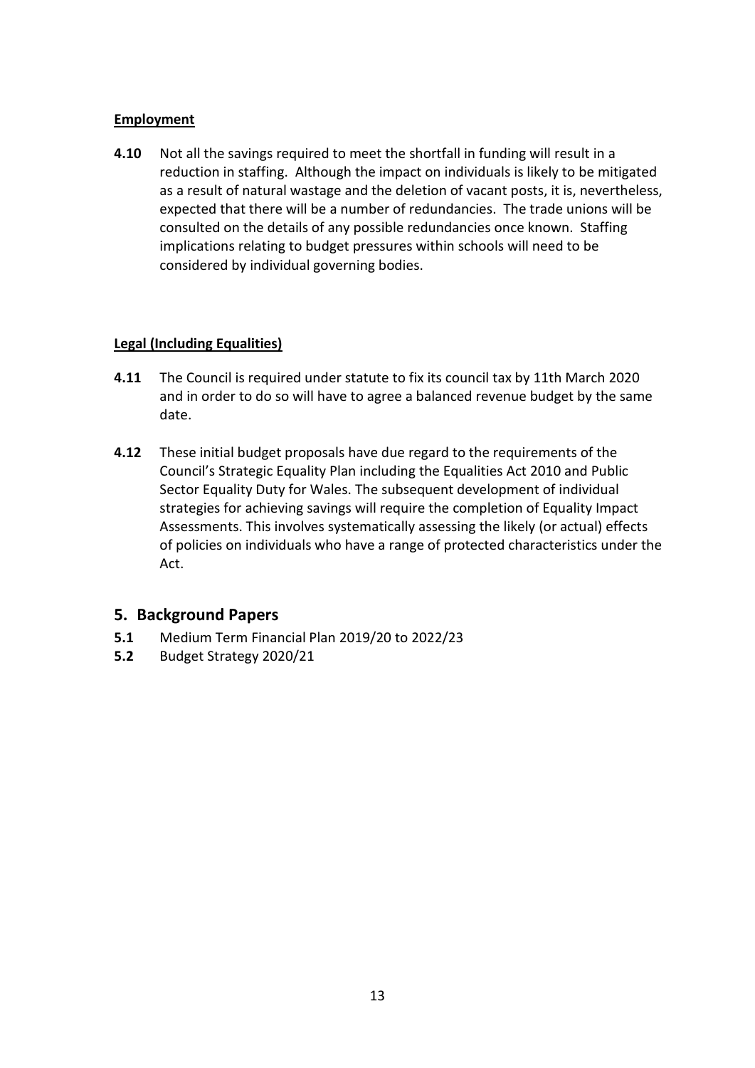**Employment**

**4.10** Not all the savings required to meet the shortfall in funding will result in a reduction in staffing. Although the impact on individuals is likely to be mitigated as a result of natural wastage and the deletion of vacant posts, it is, nevertheless, expected that there will be a number of redundancies. The trade unions will be consulted on the details of any possible redundancies once known. Staffing implications relating to budget pressures within schools will need to be considered by individual governing bodies.

**Legal (Including Equalities)**

**4.11** The Council is required under statute to fix its council tax by 11th March 2020 and in order to do so will have to agree a balanced revenue budget by the same date.

**4.12** These initial budget proposals have due regard to the requirements of the Council's Strategic Equality Plan including the Equalities Act 2010 and Public Sector Equality Duty for Wales. The subsequent development of individual strategies for achieving savings will require the completion of Equality Impact Assessments. This involves systematically assessing the likely (or actual) effects of policies on individuals who have a range of protected characteristics under the Act.

## 5. Background Papers

**5.1** Medium Term Financial Plan 2019/20 to 2022/23

**5.2** Budget Strategy 2020/21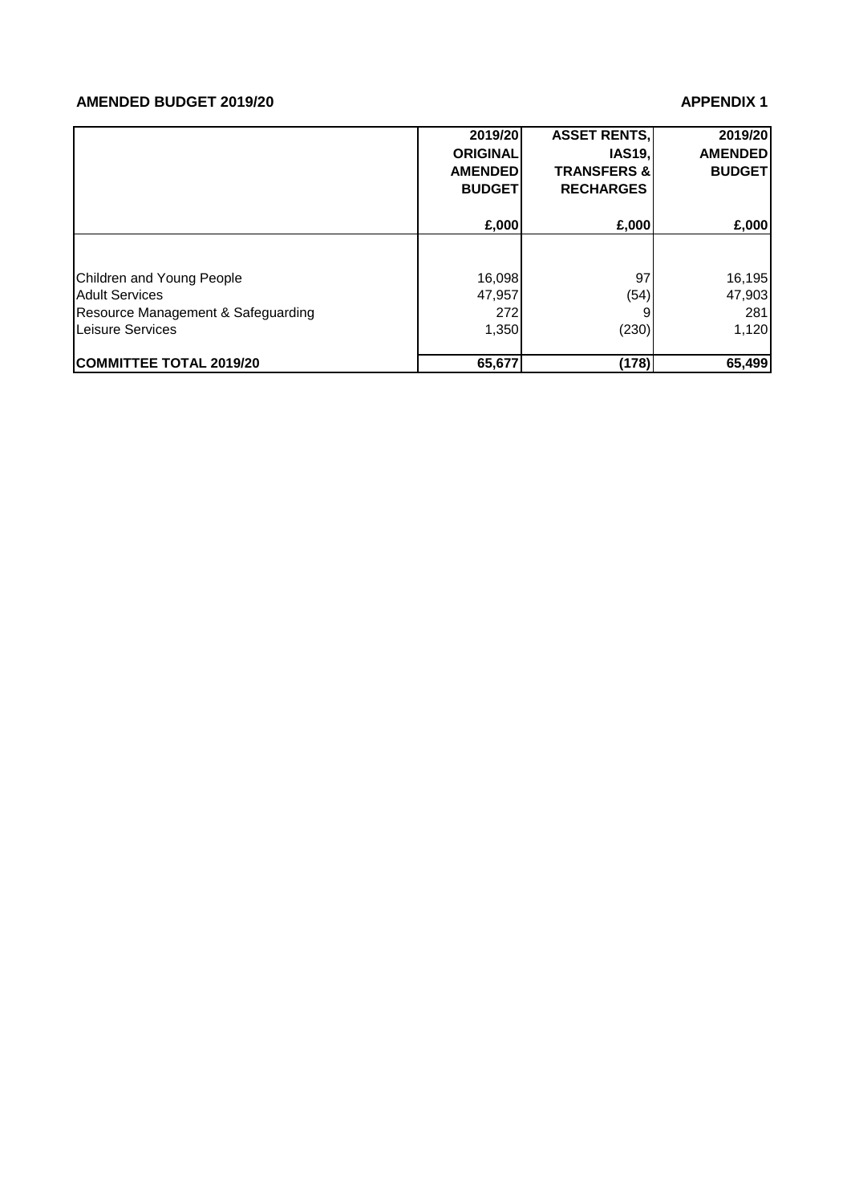**AMENDED BUDGET 2019/20** **APPENDIX 1**

| | 2019/20 ORIGINAL AMENDED BUDGET | ASSET RENTS, IAS19, TRANSFERS & RECHARGES | 2019/20 AMENDED BUDGET |
|---|---|---|---|
| | £,000 | £,000 | £,000 |
| Children and Young People | 16,098 | 97 | 16,195 |
| Adult Services | 47,957 | (54) | 47,903 |
| Resource Management & Safeguarding | 272 | 9 | 281 |
| Leisure Services | 1,350 | (230) | 1,120 |
| **COMMITTEE TOTAL 2019/20** | **65,677** | **(178)** | **65,499** |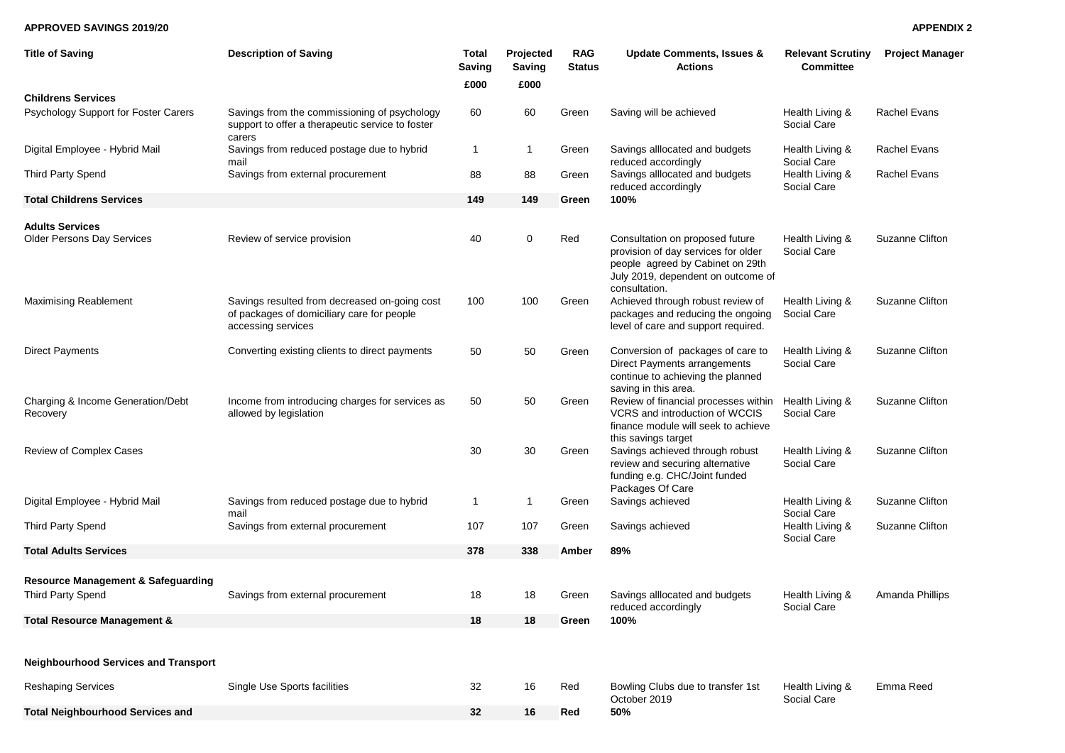**APPROVED SAVINGS 2019/20**

**APPENDIX 2**

| Title of Saving | Description of Saving | Total Saving £000 | Projected Saving £000 | RAG Status | Update Comments, Issues & Actions | Relevant Scrutiny Committee | Project Manager |
|---|---|---|---|---|---|---|---|
| **Childrens Services** | | | | | | | |
| Psychology Support for Foster Carers | Savings from the commissioning of psychology support to offer a therapeutic service to foster carers | 60 | 60 | Green | Saving will be achieved | Health Living & Social Care | Rachel Evans |
| Digital Employee - Hybrid Mail | Savings from reduced postage due to hybrid mail | 1 | 1 | Green | Savings alllocated and budgets reduced accordingly | Health Living & Social Care | Rachel Evans |
| Third Party Spend | Savings from external procurement | 88 | 88 | Green | Savings alllocated and budgets reduced accordingly | Health Living & Social Care | Rachel Evans |
| **Total Childrens Services** | | **149** | **149** | **Green** | **100%** | | |
| **Adults Services** | | | | | | | |
| Older Persons Day Services | Review of service provision | 40 | 0 | Red | Consultation on proposed future provision of day services for older people agreed by Cabinet on 29th July 2019, dependent on outcome of consultation. | Health Living & Social Care | Suzanne Clifton |
| Maximising Reablement | Savings resulted from decreased on-going cost of packages of domiciliary care for people accessing services | 100 | 100 | Green | Achieved through robust review of packages and reducing the ongoing level of care and support required. | Health Living & Social Care | Suzanne Clifton |
| Direct Payments | Converting existing clients to direct payments | 50 | 50 | Green | Conversion of packages of care to Direct Payments arrangements continue to achieving the planned saving in this area. | Health Living & Social Care | Suzanne Clifton |
| Charging & Income Generation/Debt Recovery | Income from introducing charges for services as allowed by legislation | 50 | 50 | Green | Review of financial processes within VCRS and introduction of WCCIS finance module will seek to achieve this savings target | Health Living & Social Care | Suzanne Clifton |
| Review of Complex Cases | | 30 | 30 | Green | Savings achieved through robust review and securing alternative funding e.g. CHC/Joint funded Packages Of Care | Health Living & Social Care | Suzanne Clifton |
| Digital Employee - Hybrid Mail | Savings from reduced postage due to hybrid mail | 1 | 1 | Green | Savings achieved | Health Living & Social Care | Suzanne Clifton |
| Third Party Spend | Savings from external procurement | 107 | 107 | Green | Savings achieved | Health Living & Social Care | Suzanne Clifton |
| **Total Adults Services** | | **378** | **338** | **Amber** | **89%** | | |
| **Resource Management & Safeguarding** | | | | | | | |
| Third Party Spend | Savings from external procurement | 18 | 18 | Green | Savings alllocated and budgets reduced accordingly | Health Living & Social Care | Amanda Phillips |
| **Total Resource Management &** | | **18** | **18** | **Green** | **100%** | | |
| **Neighbourhood Services and Transport** | | | | | | | |
| Reshaping Services | Single Use Sports facilities | 32 | 16 | Red | Bowling Clubs due to transfer 1st October 2019 | Health Living & Social Care | Emma Reed |
| **Total Neighbourhood Services and** | | **32** | **16** | **Red** | **50%** | | |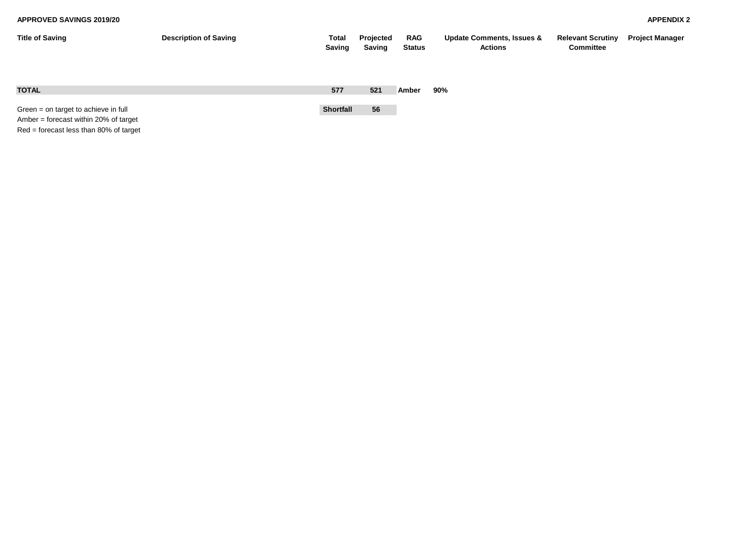**APPROVED SAVINGS 2019/20** **APPENDIX 2**

| Title of Saving | Description of Saving | Total Saving | Projected Saving | RAG Status | Update Comments, Issues & Actions | Relevant Scrutiny Committee | Project Manager |
|---|---|---|---|---|---|---|---|
| **TOTAL** | | **577** | **521** | **Amber** | **90%** | | |
| | | **Shortfall** | **56** | | | | |

Green = on target to achieve in full
Amber = forecast within 20% of target
Red = forecast less than 80% of target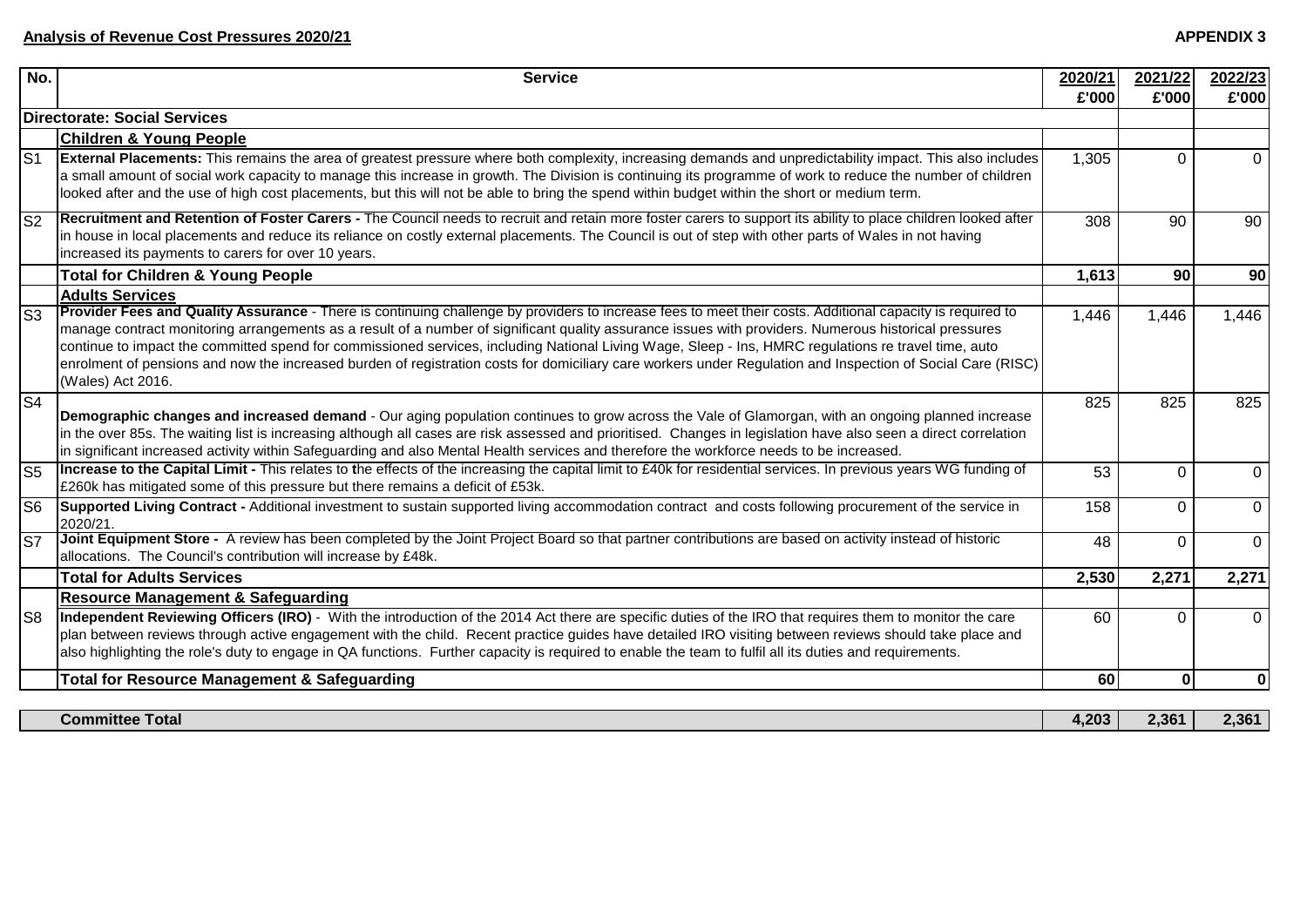**Analysis of Revenue Cost Pressures 2020/21**

**APPENDIX 3**

| No. | Service | 2020/21 £'000 | 2021/22 £'000 | 2022/23 £'000 |
|---|---|---|---|---|
| | **Directorate: Social Services** | | | |
| | **Children & Young People** | | | |
| S1 | **External Placements:** This remains the area of greatest pressure where both complexity, increasing demands and unpredictability impact. This also includes a small amount of social work capacity to manage this increase in growth. The Division is continuing its programme of work to reduce the number of children looked after and the use of high cost placements, but this will not be able to bring the spend within budget within the short or medium term. | 1,305 | 0 | 0 |
| S2 | **Recruitment and Retention of Foster Carers -** The Council needs to recruit and retain more foster carers to support its ability to place children looked after in house in local placements and reduce its reliance on costly external placements. The Council is out of step with other parts of Wales in not having increased its payments to carers for over 10 years. | 308 | 90 | 90 |
| | **Total for Children & Young People** | **1,613** | **90** | **90** |
| | **Adults Services** | | | |
| S3 | **Provider Fees and Quality Assurance** - There is continuing challenge by providers to increase fees to meet their costs. Additional capacity is required to manage contract monitoring arrangements as a result of a number of significant quality assurance issues with providers. Numerous historical pressures continue to impact the committed spend for commissioned services, including National Living Wage, Sleep - Ins, HMRC regulations re travel time, auto enrolment of pensions and now the increased burden of registration costs for domiciliary care workers under Regulation and Inspection of Social Care (RISC) (Wales) Act 2016. | 1,446 | 1,446 | 1,446 |
| S4 | **Demographic changes and increased demand** - Our aging population continues to grow across the Vale of Glamorgan, with an ongoing planned increase in the over 85s. The waiting list is increasing although all cases are risk assessed and prioritised. Changes in legislation have also seen a direct correlation in significant increased activity within Safeguarding and also Mental Health services and therefore the workforce needs to be increased. | 825 | 825 | 825 |
| S5 | **Increase to the Capital Limit -** This relates to the effects of the increasing the capital limit to £40k for residential services. In previous years WG funding of £260k has mitigated some of this pressure but there remains a deficit of £53k. | 53 | 0 | 0 |
| S6 | **Supported Living Contract -** Additional investment to sustain supported living accommodation contract and costs following procurement of the service in 2020/21. | 158 | 0 | 0 |
| S7 | **Joint Equipment Store -** A review has been completed by the Joint Project Board so that partner contributions are based on activity instead of historic allocations. The Council's contribution will increase by £48k. | 48 | 0 | 0 |
| | **Total for Adults Services** | **2,530** | **2,271** | **2,271** |
| | **Resource Management & Safeguarding** | | | |
| S8 | **Independent Reviewing Officers (IRO)** - With the introduction of the 2014 Act there are specific duties of the IRO that requires them to monitor the care plan between reviews through active engagement with the child. Recent practice guides have detailed IRO visiting between reviews should take place and also highlighting the role's duty to engage in QA functions. Further capacity is required to enable the team to fulfil all its duties and requirements. | 60 | 0 | 0 |
| | **Total for Resource Management & Safeguarding** | **60** | **0** | **0** |
| | **Committee Total** | **4,203** | **2,361** | **2,361** |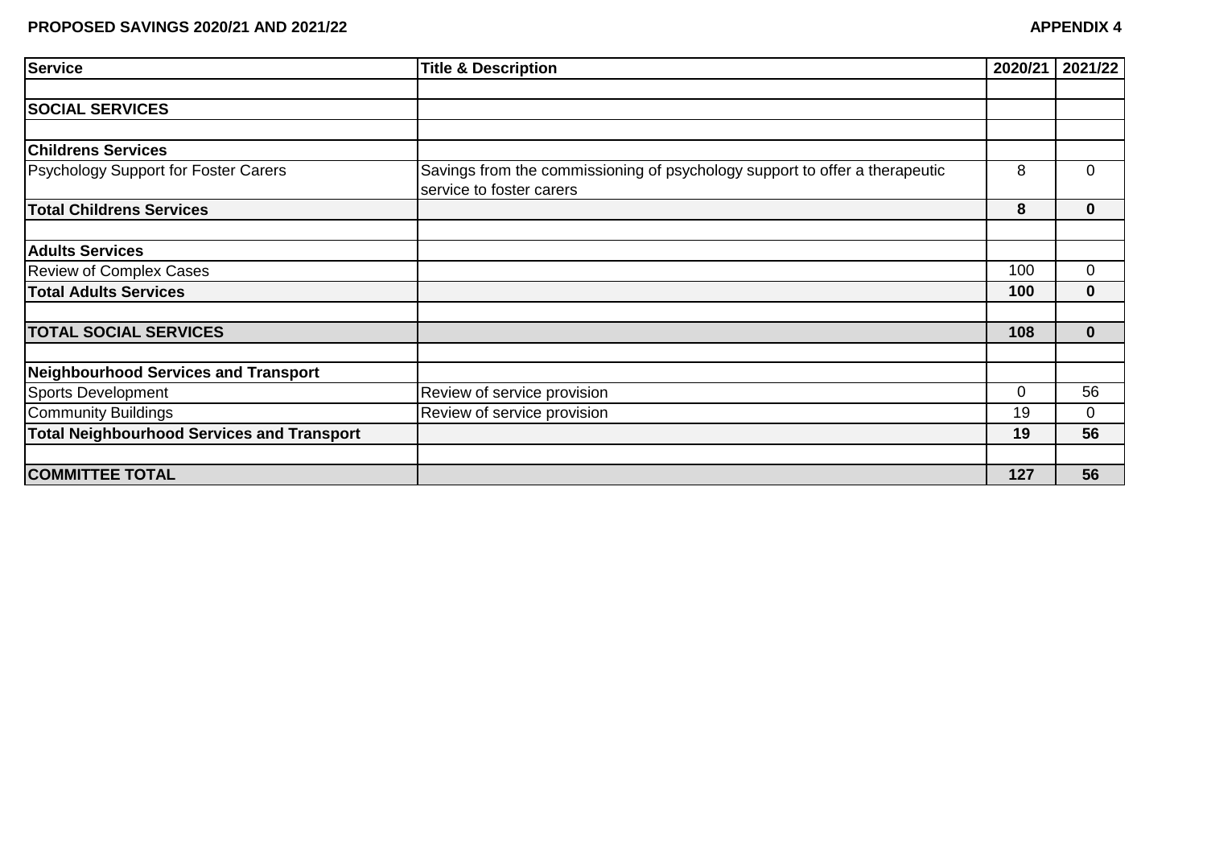**PROPOSED SAVINGS 2020/21 AND 2021/22**

**APPENDIX 4**

| Service | Title & Description | 2020/21 | 2021/22 |
|---|---|---|---|
| | | | |
| **SOCIAL SERVICES** | | | |
| | | | |
| **Childrens Services** | | | |
| Psychology Support for Foster Carers | Savings from the commissioning of psychology support to offer a therapeutic service to foster carers | 8 | 0 |
| **Total Childrens Services** | | **8** | **0** |
| | | | |
| **Adults Services** | | | |
| Review of Complex Cases | | 100 | 0 |
| **Total Adults Services** | | **100** | **0** |
| | | | |
| **TOTAL SOCIAL SERVICES** | | **108** | **0** |
| | | | |
| **Neighbourhood Services and Transport** | | | |
| Sports Development | Review of service provision | 0 | 56 |
| Community Buildings | Review of service provision | 19 | 0 |
| **Total Neighbourhood Services and Transport** | | **19** | **56** |
| | | | |
| **COMMITTEE TOTAL** | | **127** | **56** |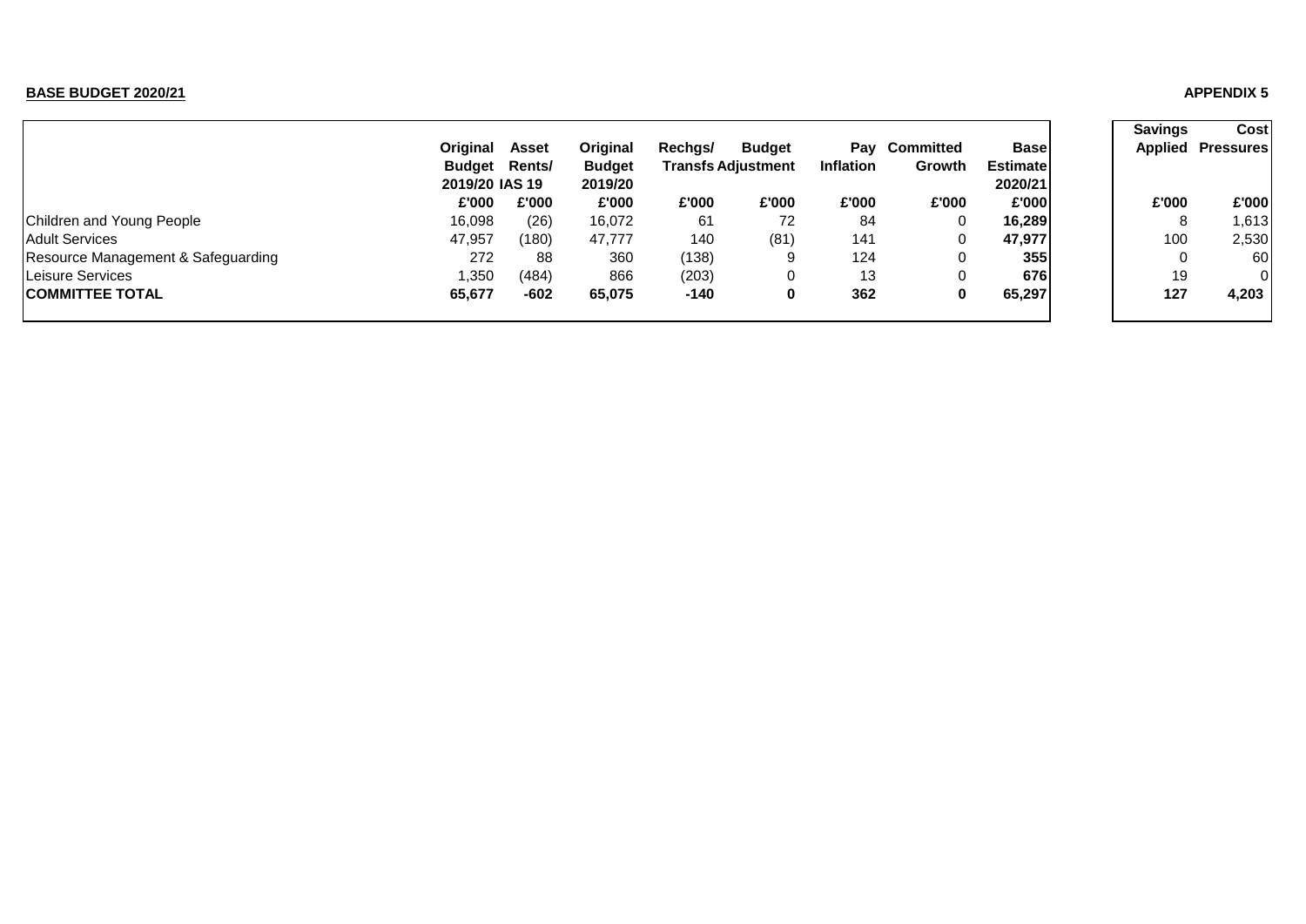**BASE BUDGET 2020/21**

**APPENDIX 5**

| | Original Budget 2019/20 | Asset Rents/ IAS 19 | Original Budget 2019/20 | Rechgs/ Transfs | Budget Adjustment | Pay Inflation | Committed Growth | Base Estimate 2020/21 | Savings Applied | Cost Pressures |
|---|---|---|---|---|---|---|---|---|---|---|
| | £'000 | £'000 | £'000 | £'000 | £'000 | £'000 | £'000 | £'000 | £'000 | £'000 |
| Children and Young People | 16,098 | (26) | 16,072 | 61 | 72 | 84 | 0 | **16,289** | 8 | 1,613 |
| Adult Services | 47,957 | (180) | 47,777 | 140 | (81) | 141 | 0 | **47,977** | 100 | 2,530 |
| Resource Management & Safeguarding | 272 | 88 | 360 | (138) | 9 | 124 | 0 | **355** | 0 | 60 |
| Leisure Services | 1,350 | (484) | 866 | (203) | 0 | 13 | 0 | **676** | 19 | 0 |
| **COMMITTEE TOTAL** | **65,677** | **-602** | **65,075** | **-140** | **0** | **362** | **0** | **65,297** | **127** | **4,203** |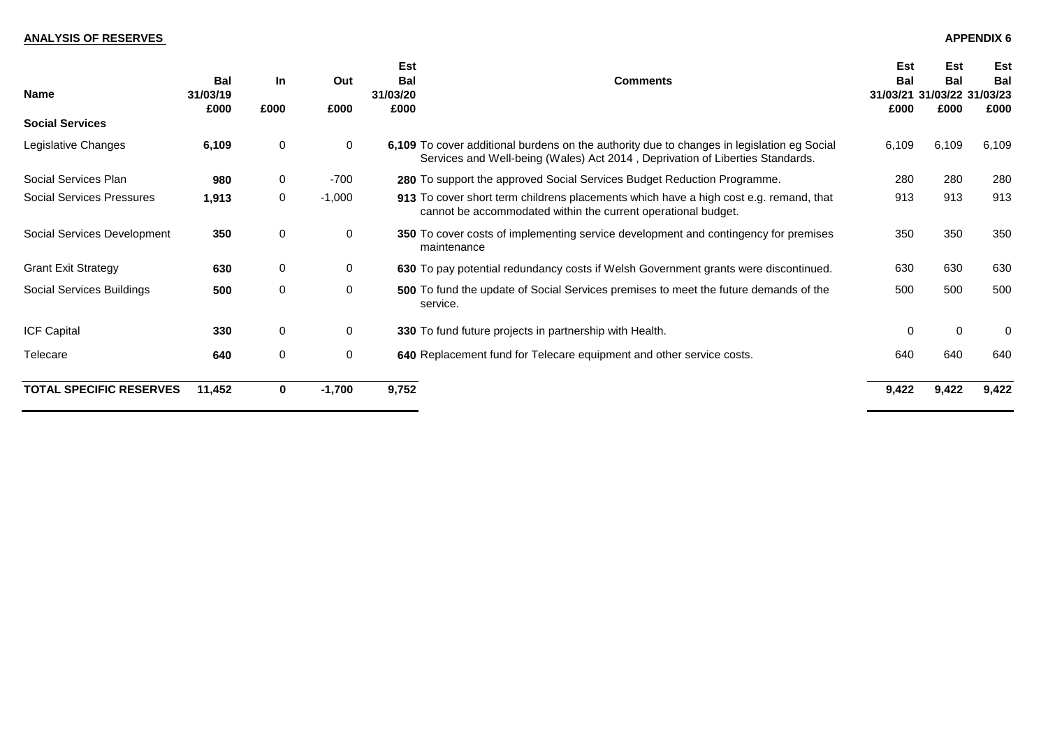**ANALYSIS OF RESERVES**

**APPENDIX 6**

| Name | Bal 31/03/19 £000 | In £000 | Out £000 | Est Bal 31/03/20 £000 | Comments | Est Bal 31/03/21 £000 | Est Bal 31/03/22 £000 | Est Bal 31/03/23 £000 |
|---|---|---|---|---|---|---|---|---|
| **Social Services** | | | | | | | | |
| Legislative Changes | **6,109** | 0 | 0 | **6,109** | To cover additional burdens on the authority due to changes in legislation eg Social Services and Well-being (Wales) Act 2014 , Deprivation of Liberties Standards. | 6,109 | 6,109 | 6,109 |
| Social Services Plan | **980** | 0 | -700 | **280** | To support the approved Social Services Budget Reduction Programme. | 280 | 280 | 280 |
| Social Services Pressures | **1,913** | 0 | -1,000 | **913** | To cover short term childrens placements which have a high cost e.g. remand, that cannot be accommodated within the current operational budget. | 913 | 913 | 913 |
| Social Services Development | **350** | 0 | 0 | **350** | To cover costs of implementing service development and contingency for premises maintenance | 350 | 350 | 350 |
| Grant Exit Strategy | **630** | 0 | 0 | **630** | To pay potential redundancy costs if Welsh Government grants were discontinued. | 630 | 630 | 630 |
| Social Services Buildings | **500** | 0 | 0 | **500** | To fund the update of Social Services premises to meet the future demands of the service. | 500 | 500 | 500 |
| ICF Capital | **330** | 0 | 0 | **330** | To fund future projects in partnership with Health. | 0 | 0 | 0 |
| Telecare | **640** | 0 | 0 | **640** | Replacement fund for Telecare equipment and other service costs. | 640 | 640 | 640 |
| **TOTAL SPECIFIC RESERVES** | **11,452** | **0** | **-1,700** | **9,752** | | **9,422** | **9,422** | **9,422** |